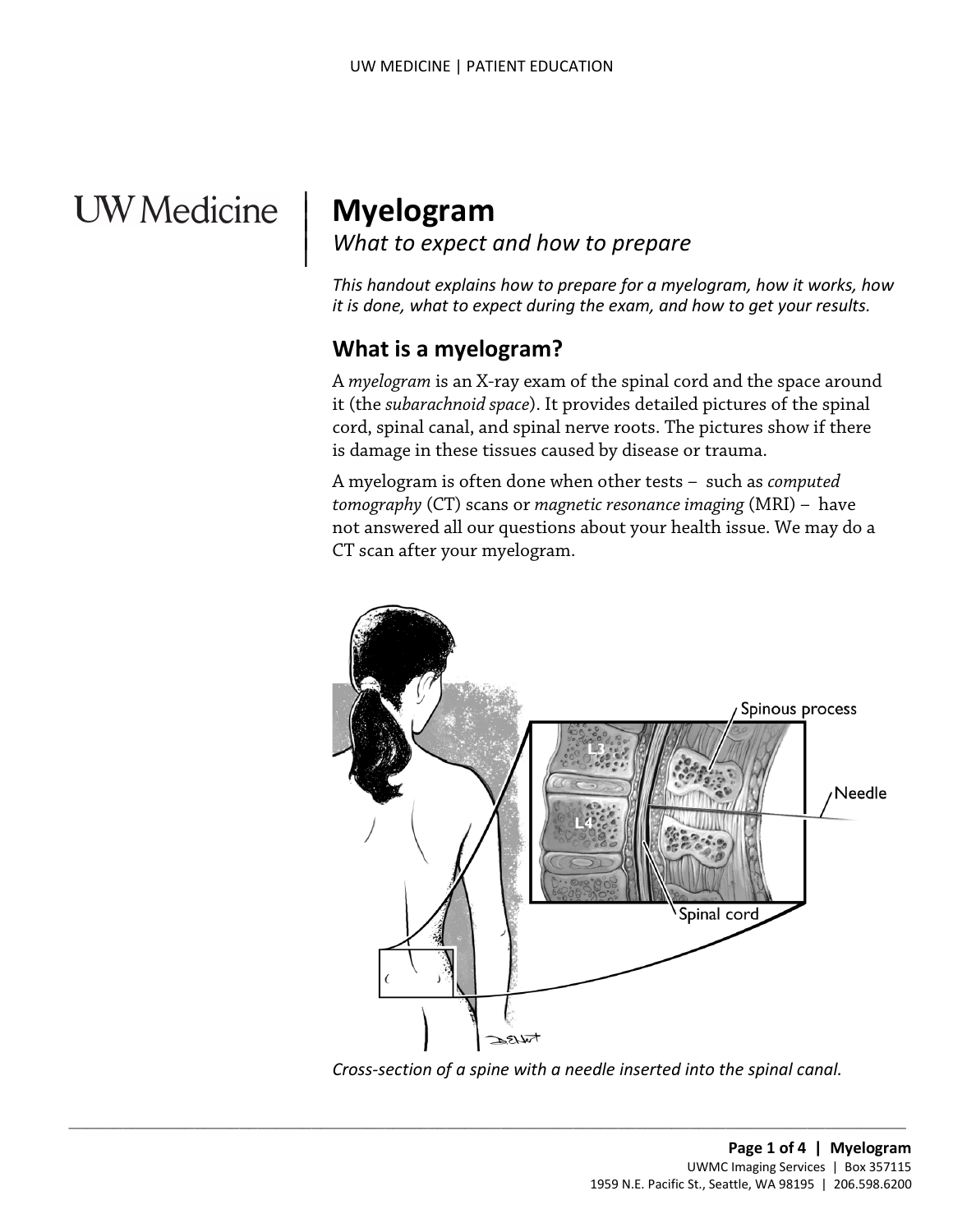UW Medicine

# Myelogram

*What to expect and how to prepare*

*This handout explains how to prepare for a myelogram, how it works, how it is done, what to expect during the exam, and how to get your results.*

## What is a myelogram?

A *myelogram* is an X-ray exam of the spinal cord and the space around it (the *subarachnoid space*). It provides detailed pictures of the spinal cord, spinal canal, and spinal nerve roots. The pictures show if there is damage in these tissues caused by disease or trauma.

A myelogram is often done when other tests – such as *computed tomography* (CT) scans or *magnetic resonance imaging* (MRI) – have not answered all our questions about your health issue. We may do a CT scan after your myelogram.

*Cross-section of a spine with a needle inserted into the spinal canal.*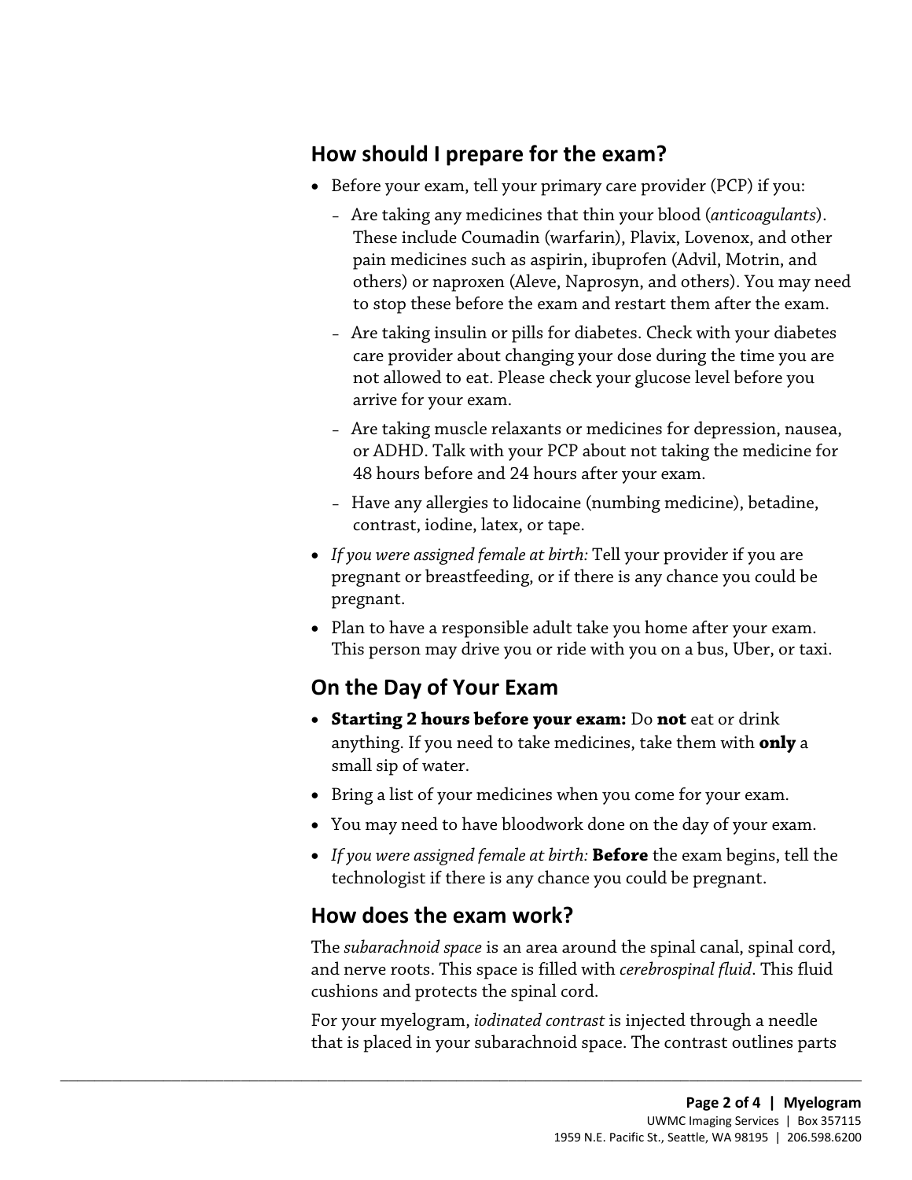## How should I prepare for the exam?

- Before your exam, tell your primary care provider (PCP) if you:
  - Are taking any medicines that thin your blood (*anticoagulants*). These include Coumadin (warfarin), Plavix, Lovenox, and other pain medicines such as aspirin, ibuprofen (Advil, Motrin, and others) or naproxen (Aleve, Naprosyn, and others). You may need to stop these before the exam and restart them after the exam.
  - Are taking insulin or pills for diabetes. Check with your diabetes care provider about changing your dose during the time you are not allowed to eat. Please check your glucose level before you arrive for your exam.
  - Are taking muscle relaxants or medicines for depression, nausea, or ADHD. Talk with your PCP about not taking the medicine for 48 hours before and 24 hours after your exam.
  - Have any allergies to lidocaine (numbing medicine), betadine, contrast, iodine, latex, or tape.
- *If you were assigned female at birth:* Tell your provider if you are pregnant or breastfeeding, or if there is any chance you could be pregnant.
- Plan to have a responsible adult take you home after your exam. This person may drive you or ride with you on a bus, Uber, or taxi.

## On the Day of Your Exam

- **Starting 2 hours before your exam:** Do **not** eat or drink anything. If you need to take medicines, take them with **only** a small sip of water.
- Bring a list of your medicines when you come for your exam.
- You may need to have bloodwork done on the day of your exam.
- *If you were assigned female at birth:* **Before** the exam begins, tell the technologist if there is any chance you could be pregnant.

## How does the exam work?

The *subarachnoid space* is an area around the spinal canal, spinal cord, and nerve roots. This space is filled with *cerebrospinal fluid*. This fluid cushions and protects the spinal cord.

For your myelogram, *iodinated contrast* is injected through a needle that is placed in your subarachnoid space. The contrast outlines parts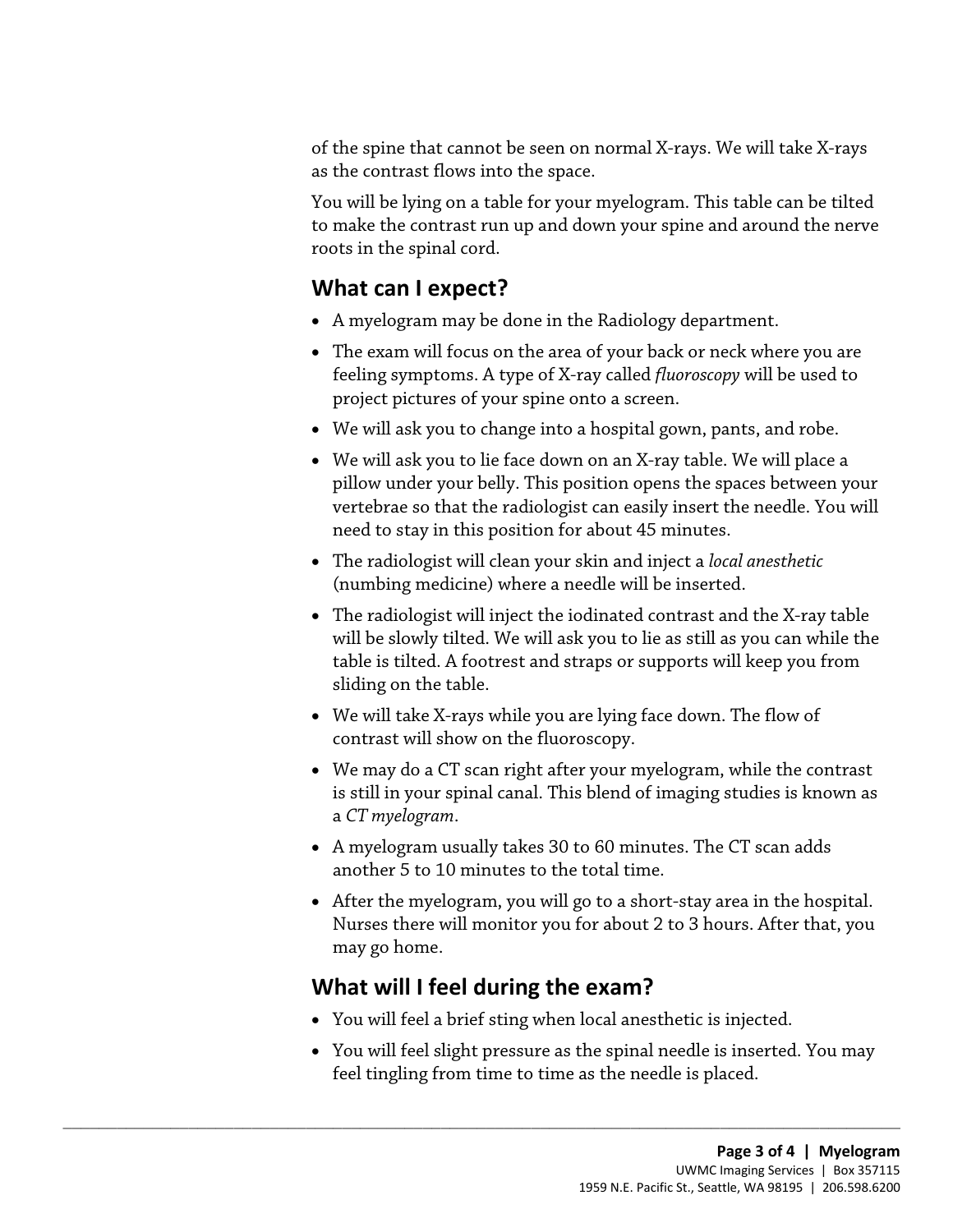of the spine that cannot be seen on normal X-rays. We will take X-rays as the contrast flows into the space.

You will be lying on a table for your myelogram. This table can be tilted to make the contrast run up and down your spine and around the nerve roots in the spinal cord.

## What can I expect?

- A myelogram may be done in the Radiology department.
- The exam will focus on the area of your back or neck where you are feeling symptoms. A type of X-ray called *fluoroscopy* will be used to project pictures of your spine onto a screen.
- We will ask you to change into a hospital gown, pants, and robe.
- We will ask you to lie face down on an X-ray table. We will place a pillow under your belly. This position opens the spaces between your vertebrae so that the radiologist can easily insert the needle. You will need to stay in this position for about 45 minutes.
- The radiologist will clean your skin and inject a *local anesthetic* (numbing medicine) where a needle will be inserted.
- The radiologist will inject the iodinated contrast and the X-ray table will be slowly tilted. We will ask you to lie as still as you can while the table is tilted. A footrest and straps or supports will keep you from sliding on the table.
- We will take X-rays while you are lying face down. The flow of contrast will show on the fluoroscopy.
- We may do a CT scan right after your myelogram, while the contrast is still in your spinal canal. This blend of imaging studies is known as a *CT myelogram*.
- A myelogram usually takes 30 to 60 minutes. The CT scan adds another 5 to 10 minutes to the total time.
- After the myelogram, you will go to a short-stay area in the hospital. Nurses there will monitor you for about 2 to 3 hours. After that, you may go home.

## What will I feel during the exam?

- You will feel a brief sting when local anesthetic is injected.
- You will feel slight pressure as the spinal needle is inserted. You may feel tingling from time to time as the needle is placed.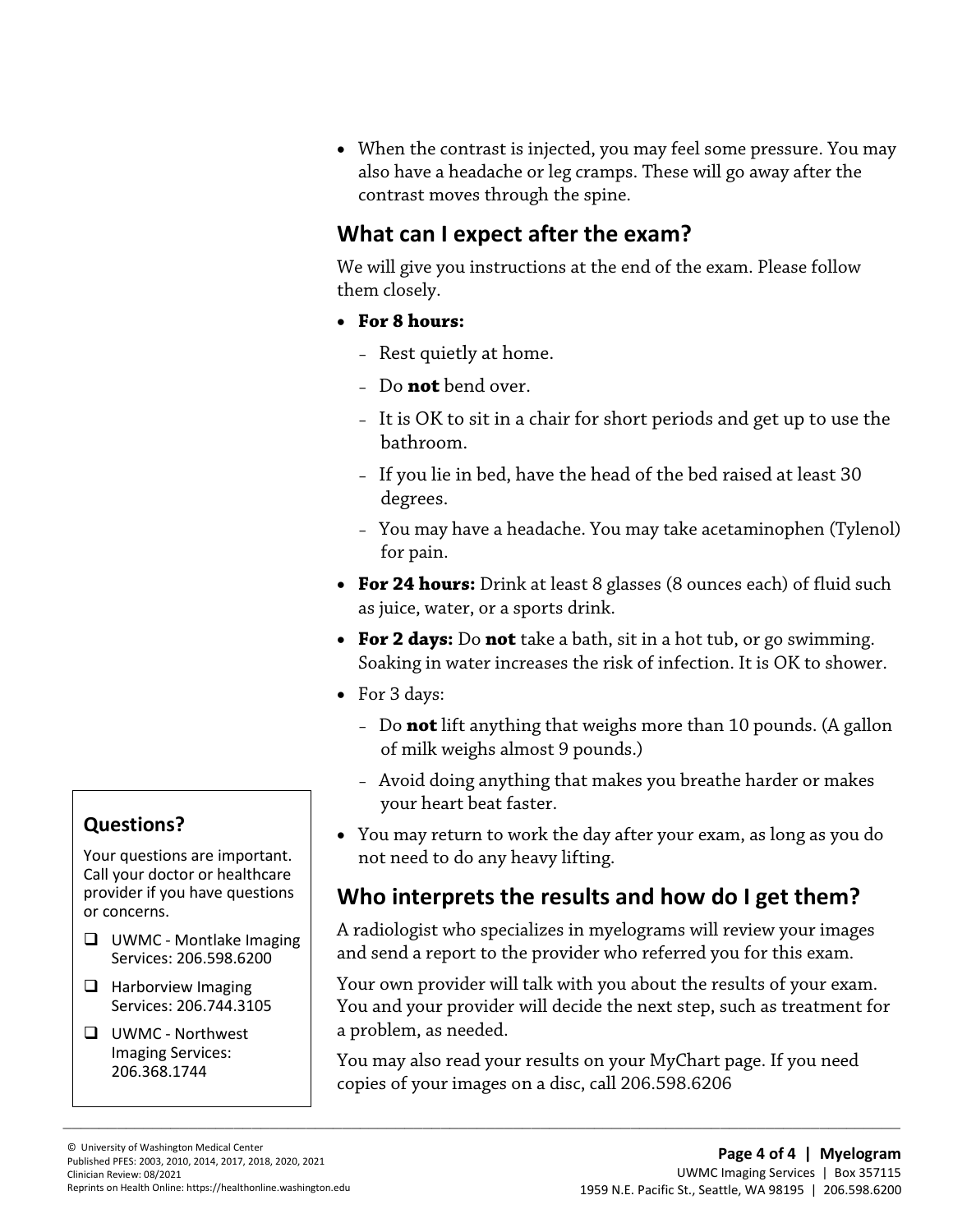- When the contrast is injected, you may feel some pressure. You may also have a headache or leg cramps. These will go away after the contrast moves through the spine.

## What can I expect after the exam?

We will give you instructions at the end of the exam. Please follow them closely.

- **For 8 hours:**
  - Rest quietly at home.
  - Do **not** bend over.
  - It is OK to sit in a chair for short periods and get up to use the bathroom.
  - If you lie in bed, have the head of the bed raised at least 30 degrees.
  - You may have a headache. You may take acetaminophen (Tylenol) for pain.
- **For 24 hours:** Drink at least 8 glasses (8 ounces each) of fluid such as juice, water, or a sports drink.
- **For 2 days:** Do **not** take a bath, sit in a hot tub, or go swimming. Soaking in water increases the risk of infection. It is OK to shower.
- For 3 days:
  - Do **not** lift anything that weighs more than 10 pounds. (A gallon of milk weighs almost 9 pounds.)
  - Avoid doing anything that makes you breathe harder or makes your heart beat faster.
- You may return to work the day after your exam, as long as you do not need to do any heavy lifting.

## Who interprets the results and how do I get them?

A radiologist who specializes in myelograms will review your images and send a report to the provider who referred you for this exam.

Your own provider will talk with you about the results of your exam. You and your provider will decide the next step, such as treatment for a problem, as needed.

You may also read your results on your MyChart page. If you need copies of your images on a disc, call 206.598.6206

### Questions?

Your questions are important. Call your doctor or healthcare provider if you have questions or concerns.

- ❑ UWMC - Montlake Imaging Services: 206.598.6200
- ❑ Harborview Imaging Services: 206.744.3105
- ❑ UWMC - Northwest Imaging Services: 206.368.1744

© University of Washington Medical Center
Published PFES: 2003, 2010, 2014, 2017, 2018, 2020, 2021
Clinician Review: 08/2021
Reprints on Health Online: https://healthonline.washington.edu

UWMC Imaging Services | Box 357115
1959 N.E. Pacific St., Seattle, WA 98195 | 206.598.6200